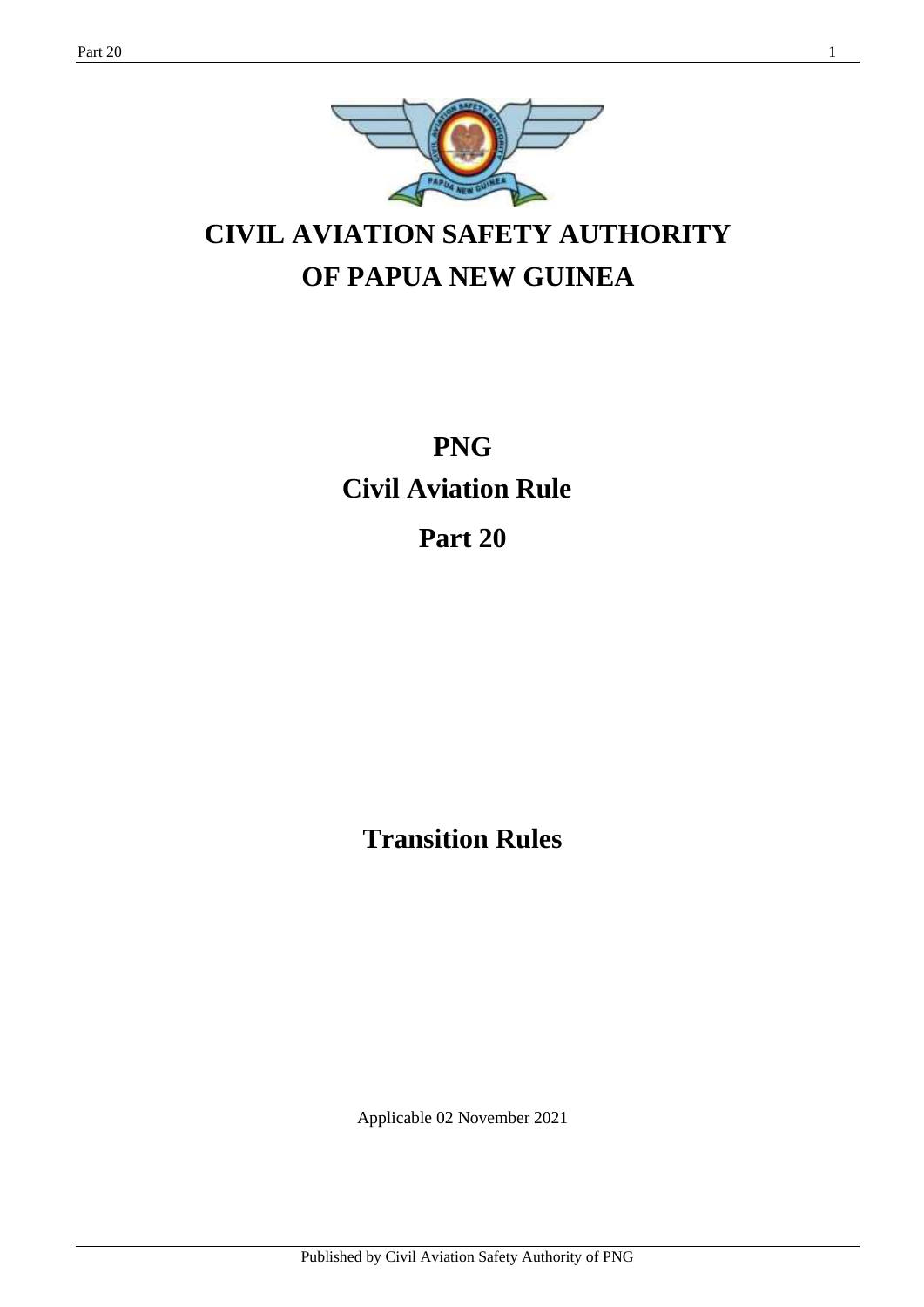# CIVIL AVIATION SAFETY AUTHORITY OF PAPUA NEW GUINEA

# PNG

# Civil Aviation Rule

# Part 20

## Transition Rules

Applicable 02 November 2021

Published by Civil Aviation Safety Authority of PNG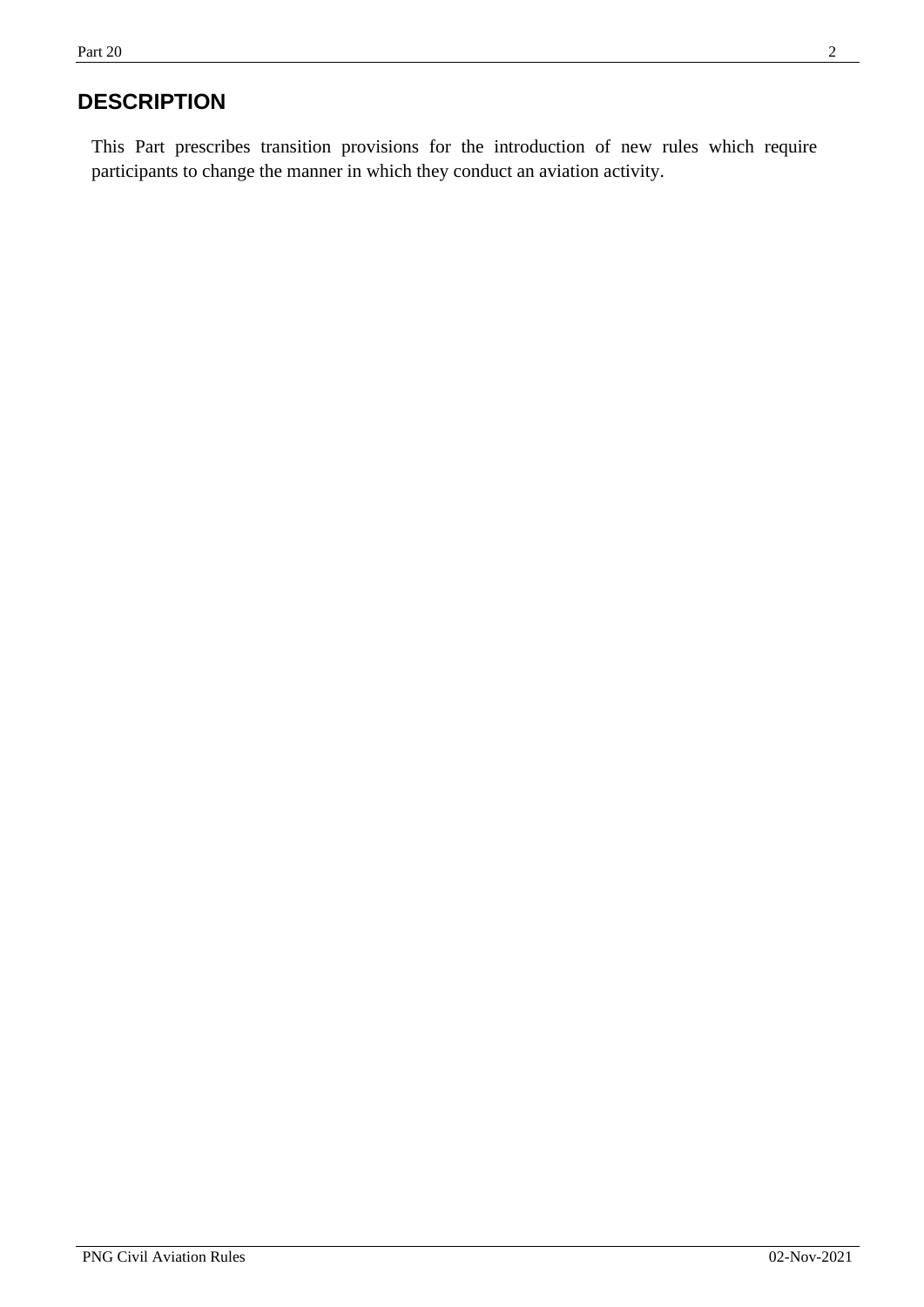# DESCRIPTION

This Part prescribes transition provisions for the introduction of new rules which require participants to change the manner in which they conduct an aviation activity.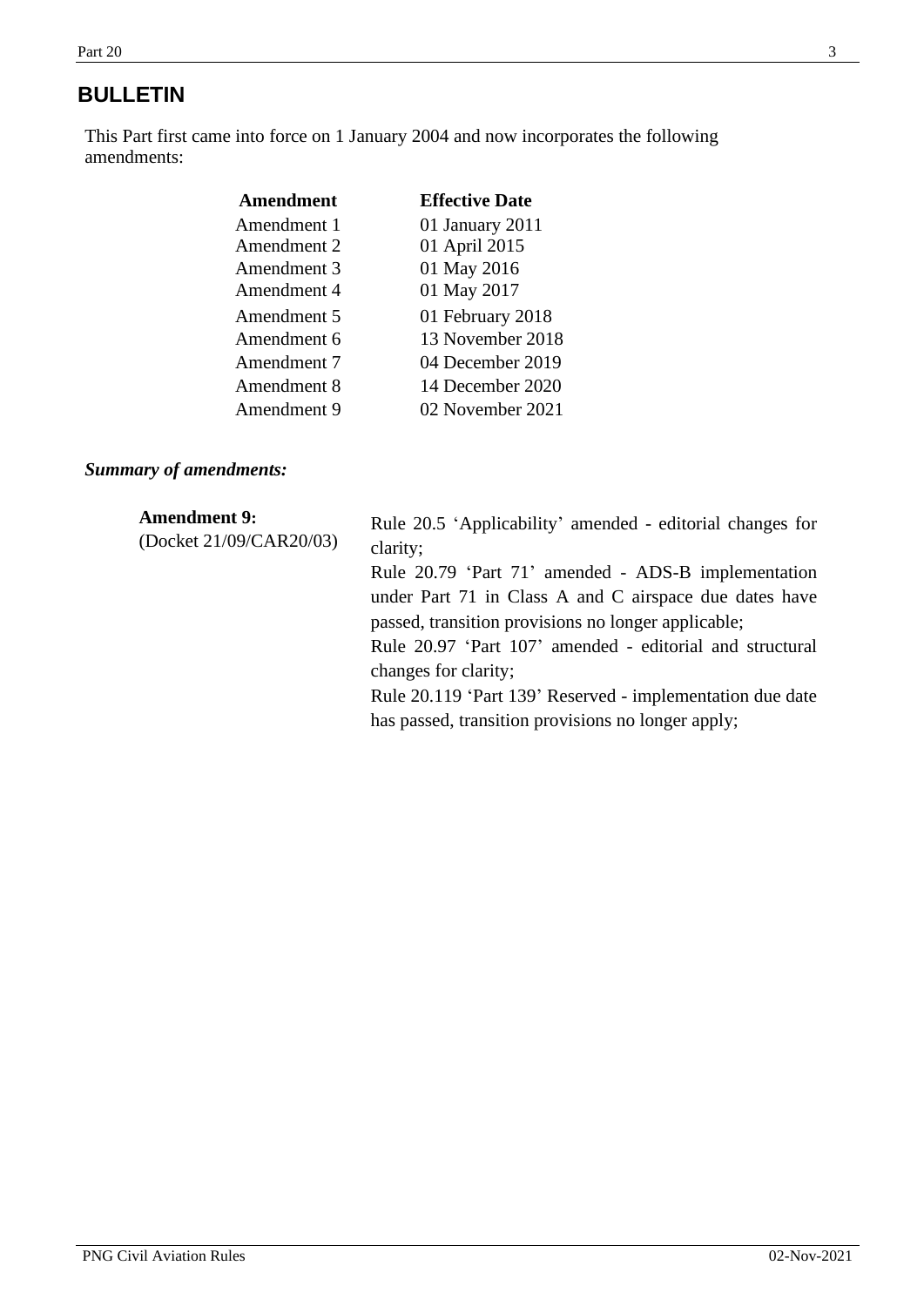## BULLETIN

This Part first came into force on 1 January 2004 and now incorporates the following amendments:

| Amendment | Effective Date |
|---|---|
| Amendment 1 | 01 January 2011 |
| Amendment 2 | 01 April 2015 |
| Amendment 3 | 01 May 2016 |
| Amendment 4 | 01 May 2017 |
| Amendment 5 | 01 February 2018 |
| Amendment 6 | 13 November 2018 |
| Amendment 7 | 04 December 2019 |
| Amendment 8 | 14 December 2020 |
| Amendment 9 | 02 November 2021 |

***Summary of amendments:***

**Amendment 9:**
(Docket 21/09/CAR20/03)

Rule 20.5 'Applicability' amended - editorial changes for clarity;

Rule 20.79 'Part 71' amended - ADS-B implementation under Part 71 in Class A and C airspace due dates have passed, transition provisions no longer applicable;

Rule 20.97 'Part 107' amended - editorial and structural changes for clarity;

Rule 20.119 'Part 139' Reserved - implementation due date has passed, transition provisions no longer apply;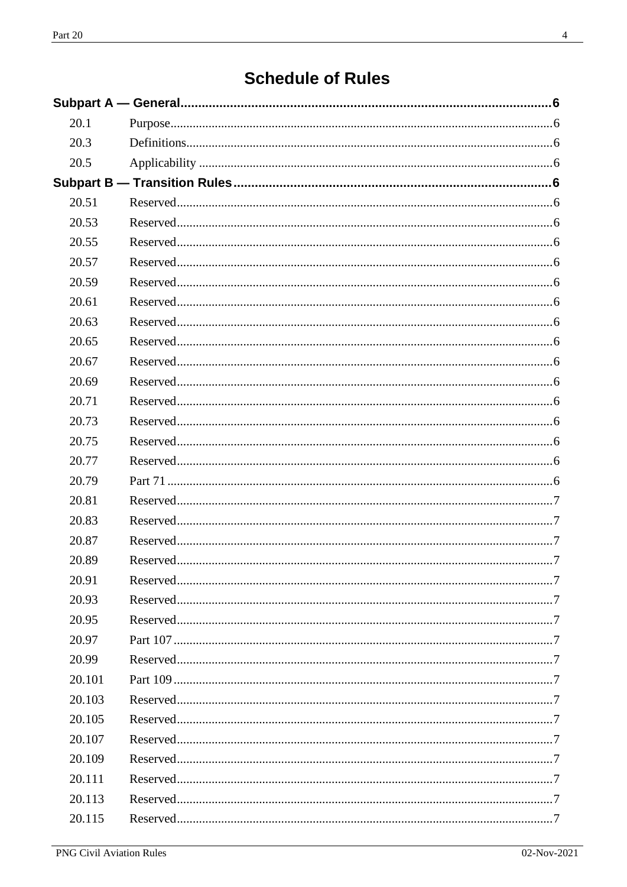# Schedule of Rules

**Subpart A — General** 6

| | | |
|---|---|---|
| 20.1 | Purpose | 6 |
| 20.3 | Definitions | 6 |
| 20.5 | Applicability | 6 |

**Subpart B — Transition Rules** 6

| | | |
|---|---|---|
| 20.51 | Reserved | 6 |
| 20.53 | Reserved | 6 |
| 20.55 | Reserved | 6 |
| 20.57 | Reserved | 6 |
| 20.59 | Reserved | 6 |
| 20.61 | Reserved | 6 |
| 20.63 | Reserved | 6 |
| 20.65 | Reserved | 6 |
| 20.67 | Reserved | 6 |
| 20.69 | Reserved | 6 |
| 20.71 | Reserved | 6 |
| 20.73 | Reserved | 6 |
| 20.75 | Reserved | 6 |
| 20.77 | Reserved | 6 |
| 20.79 | Part 71 | 6 |
| 20.81 | Reserved | 7 |
| 20.83 | Reserved | 7 |
| 20.87 | Reserved | 7 |
| 20.89 | Reserved | 7 |
| 20.91 | Reserved | 7 |
| 20.93 | Reserved | 7 |
| 20.95 | Reserved | 7 |
| 20.97 | Part 107 | 7 |
| 20.99 | Reserved | 7 |
| 20.101 | Part 109 | 7 |
| 20.103 | Reserved | 7 |
| 20.105 | Reserved | 7 |
| 20.107 | Reserved | 7 |
| 20.109 | Reserved | 7 |
| 20.111 | Reserved | 7 |
| 20.113 | Reserved | 7 |
| 20.115 | Reserved | 7 |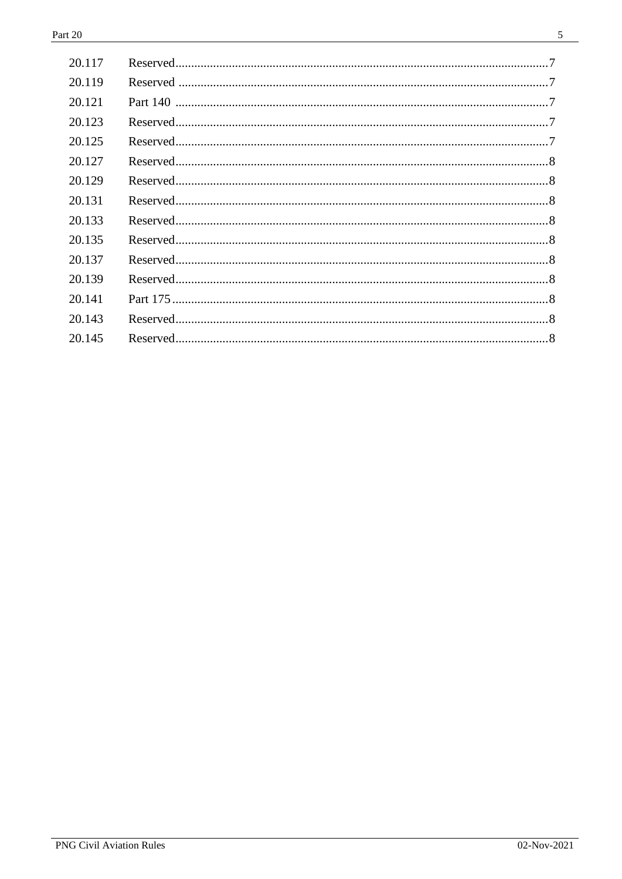| | | |
|---|---|---|
| 20.117 | Reserved | 7 |
| 20.119 | Reserved | 7 |
| 20.121 | Part 140 | 7 |
| 20.123 | Reserved | 7 |
| 20.125 | Reserved | 7 |
| 20.127 | Reserved | 8 |
| 20.129 | Reserved | 8 |
| 20.131 | Reserved | 8 |
| 20.133 | Reserved | 8 |
| 20.135 | Reserved | 8 |
| 20.137 | Reserved | 8 |
| 20.139 | Reserved | 8 |
| 20.141 | Part 175 | 8 |
| 20.143 | Reserved | 8 |
| 20.145 | Reserved | 8 |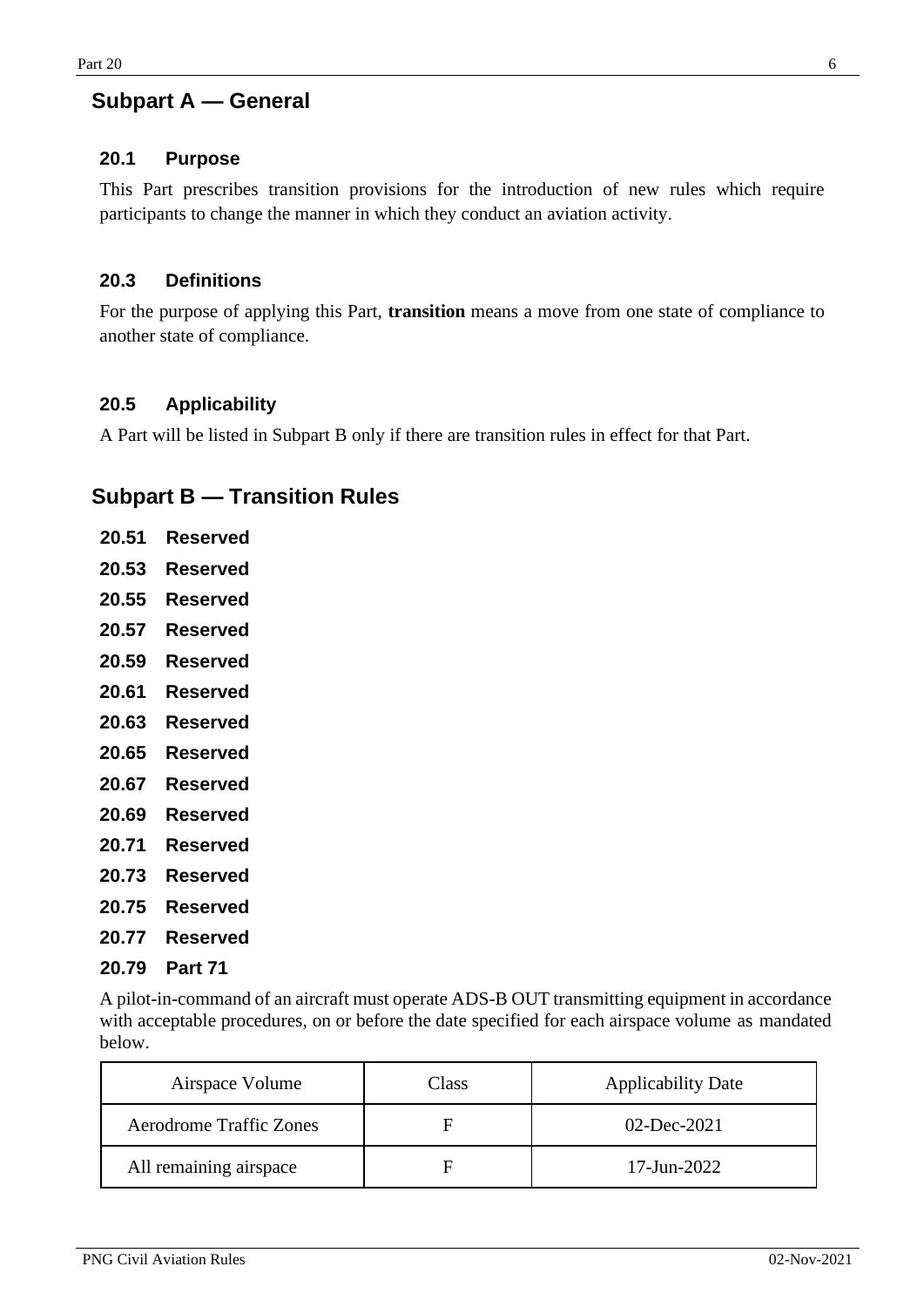## Subpart A — General

### 20.1 Purpose

This Part prescribes transition provisions for the introduction of new rules which require participants to change the manner in which they conduct an aviation activity.

### 20.3 Definitions

For the purpose of applying this Part, **transition** means a move from one state of compliance to another state of compliance.

### 20.5 Applicability

A Part will be listed in Subpart B only if there are transition rules in effect for that Part.

## Subpart B — Transition Rules

### 20.51 Reserved

### 20.53 Reserved

### 20.55 Reserved

### 20.57 Reserved

### 20.59 Reserved

### 20.61 Reserved

### 20.63 Reserved

### 20.65 Reserved

### 20.67 Reserved

### 20.69 Reserved

### 20.71 Reserved

### 20.73 Reserved

### 20.75 Reserved

### 20.77 Reserved

### 20.79 Part 71

A pilot-in-command of an aircraft must operate ADS-B OUT transmitting equipment in accordance with acceptable procedures, on or before the date specified for each airspace volume as mandated below.

| Airspace Volume | Class | Applicability Date |
|---|---|---|
| Aerodrome Traffic Zones | F | 02-Dec-2021 |
| All remaining airspace | F | 17-Jun-2022 |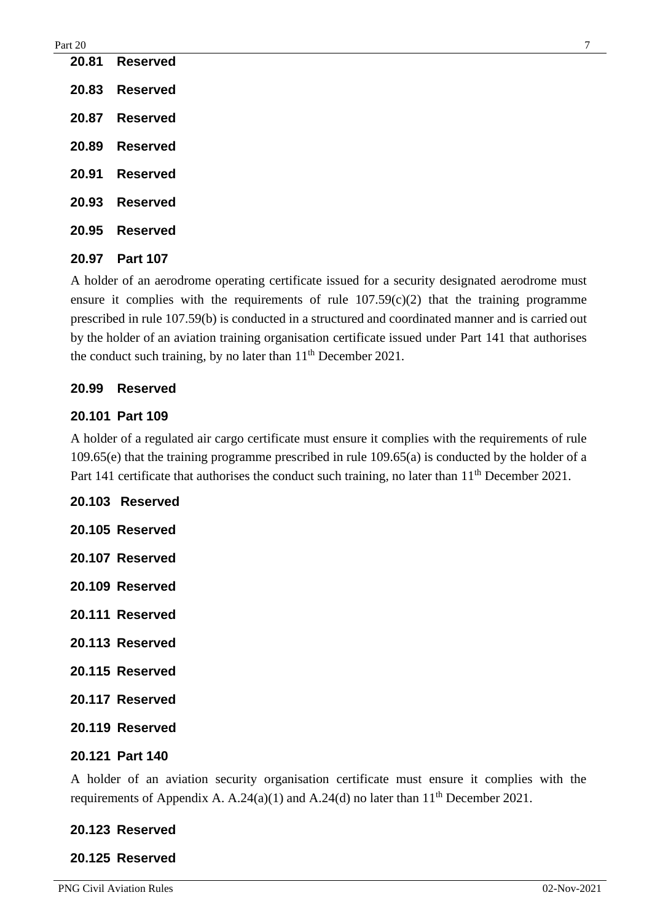### 20.81 Reserved

### 20.83 Reserved

### 20.87 Reserved

### 20.89 Reserved

### 20.91 Reserved

### 20.93 Reserved

### 20.95 Reserved

### 20.97 Part 107

A holder of an aerodrome operating certificate issued for a security designated aerodrome must ensure it complies with the requirements of rule 107.59(c)(2) that the training programme prescribed in rule 107.59(b) is conducted in a structured and coordinated manner and is carried out by the holder of an aviation training organisation certificate issued under Part 141 that authorises the conduct such training, by no later than 11th December 2021.

### 20.99 Reserved

### 20.101 Part 109

A holder of a regulated air cargo certificate must ensure it complies with the requirements of rule 109.65(e) that the training programme prescribed in rule 109.65(a) is conducted by the holder of a Part 141 certificate that authorises the conduct such training, no later than 11th December 2021.

### 20.103 Reserved

### 20.105 Reserved

### 20.107 Reserved

### 20.109 Reserved

### 20.111 Reserved

### 20.113 Reserved

### 20.115 Reserved

### 20.117 Reserved

### 20.119 Reserved

### 20.121 Part 140

A holder of an aviation security organisation certificate must ensure it complies with the requirements of Appendix A. A.24(a)(1) and A.24(d) no later than 11th December 2021.

### 20.123 Reserved

### 20.125 Reserved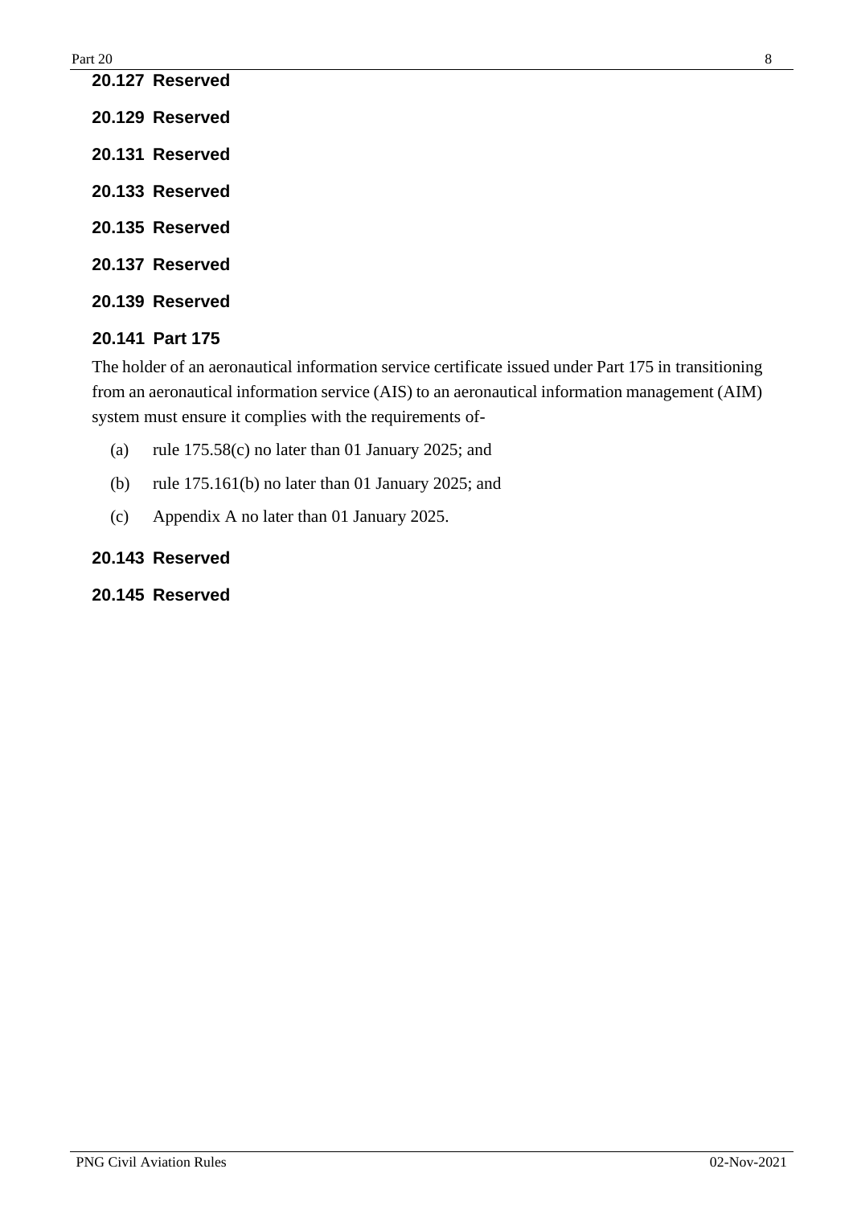### 20.127 Reserved

### 20.129 Reserved

### 20.131 Reserved

### 20.133 Reserved

### 20.135 Reserved

### 20.137 Reserved

### 20.139 Reserved

### 20.141 Part 175

The holder of an aeronautical information service certificate issued under Part 175 in transitioning from an aeronautical information service (AIS) to an aeronautical information management (AIM) system must ensure it complies with the requirements of-

(a) rule 175.58(c) no later than 01 January 2025; and

(b) rule 175.161(b) no later than 01 January 2025; and

(c) Appendix A no later than 01 January 2025.

### 20.143 Reserved

### 20.145 Reserved